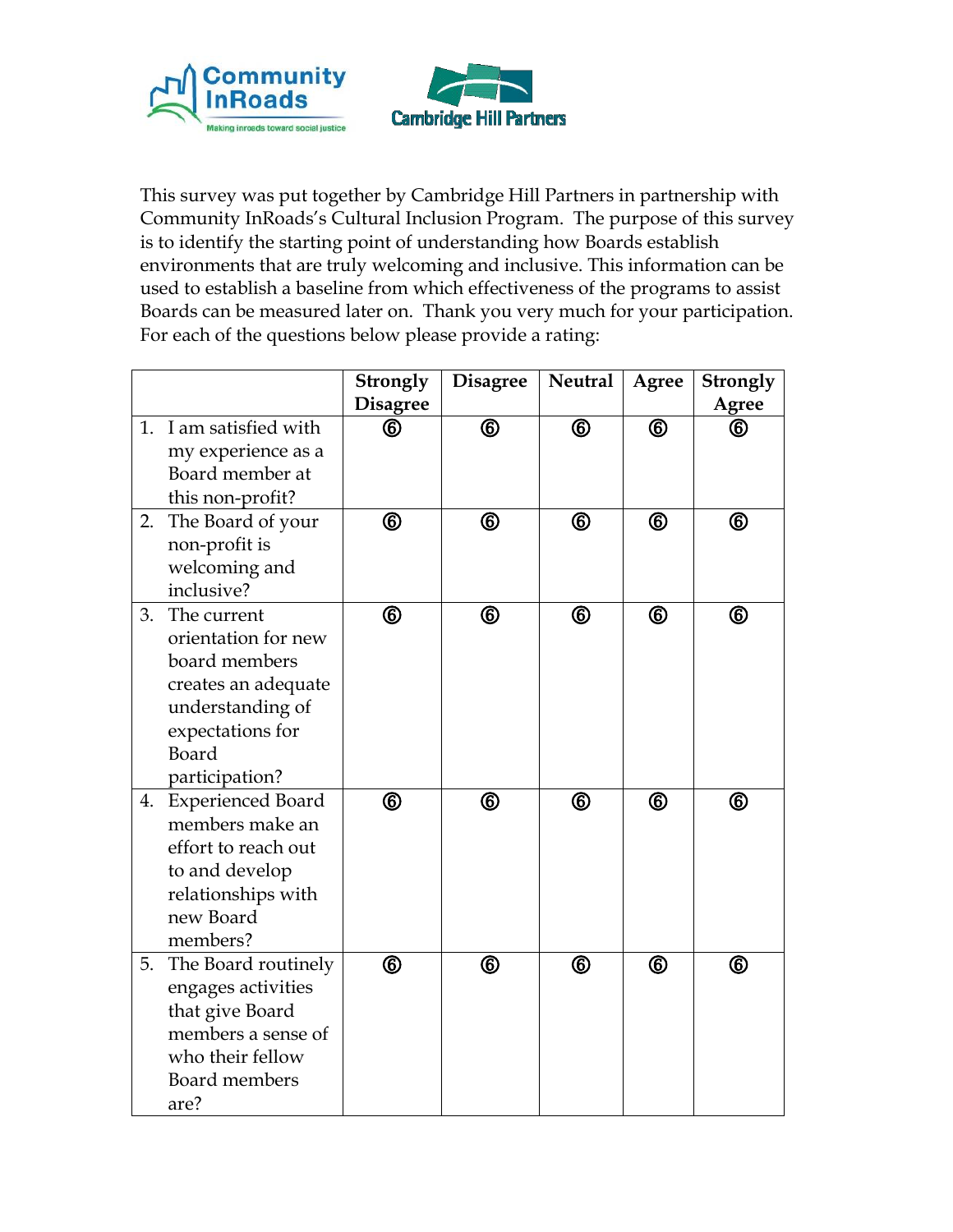Community InRoads — Making inroads toward social justice

Cambridge Hill Partners

This survey was put together by Cambridge Hill Partners in partnership with Community InRoads's Cultural Inclusion Program. The purpose of this survey is to identify the starting point of understanding how Boards establish environments that are truly welcoming and inclusive. This information can be used to establish a baseline from which effectiveness of the programs to assist Boards can be measured later on. Thank you very much for your participation. For each of the questions below please provide a rating:

| | **Strongly Disagree** | **Disagree** | **Neutral** | **Agree** | **Strongly Agree** |
|---|---|---|---|---|---|
| 1. I am satisfied with my experience as a Board member at this non-profit? | ⑥ | ⑥ | ⑥ | ⑥ | ⑥ |
| 2. The Board of your non-profit is welcoming and inclusive? | ⑥ | ⑥ | ⑥ | ⑥ | ⑥ |
| 3. The current orientation for new board members creates an adequate understanding of expectations for Board participation? | ⑥ | ⑥ | ⑥ | ⑥ | ⑥ |
| 4. Experienced Board members make an effort to reach out to and develop relationships with new Board members? | ⑥ | ⑥ | ⑥ | ⑥ | ⑥ |
| 5. The Board routinely engages activities that give Board members a sense of who their fellow Board members are? | ⑥ | ⑥ | ⑥ | ⑥ | ⑥ |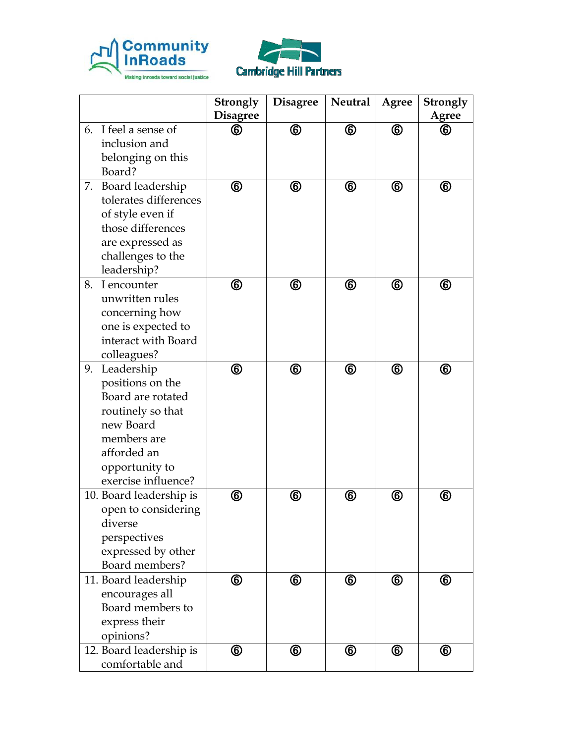| | Strongly Disagree | Disagree | Neutral | Agree | Strongly Agree |
|---|---|---|---|---|---|
| 6. I feel a sense of inclusion and belonging on this Board? | ⑥ | ⑥ | ⑥ | ⑥ | ⑥ |
| 7. Board leadership tolerates differences of style even if those differences are expressed as challenges to the leadership? | ⑥ | ⑥ | ⑥ | ⑥ | ⑥ |
| 8. I encounter unwritten rules concerning how one is expected to interact with Board colleagues? | ⑥ | ⑥ | ⑥ | ⑥ | ⑥ |
| 9. Leadership positions on the Board are rotated routinely so that new Board members are afforded an opportunity to exercise influence? | ⑥ | ⑥ | ⑥ | ⑥ | ⑥ |
| 10. Board leadership is open to considering diverse perspectives expressed by other Board members? | ⑥ | ⑥ | ⑥ | ⑥ | ⑥ |
| 11. Board leadership encourages all Board members to express their opinions? | ⑥ | ⑥ | ⑥ | ⑥ | ⑥ |
| 12. Board leadership is comfortable and | ⑥ | ⑥ | ⑥ | ⑥ | ⑥ |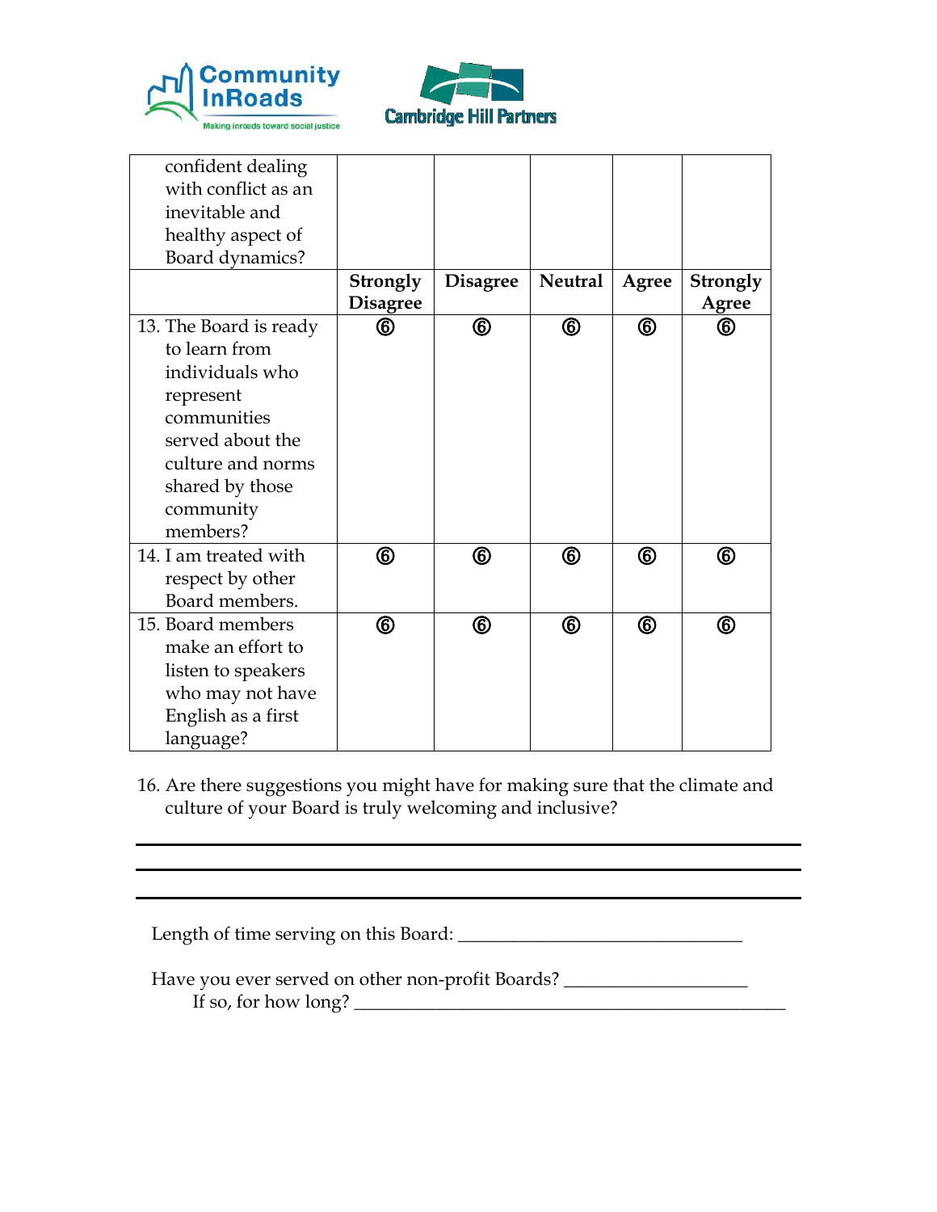| | | | | | |
|---|---|---|---|---|---|
| confident dealing with conflict as an inevitable and healthy aspect of Board dynamics? | | | | | |
| | **Strongly Disagree** | **Disagree** | **Neutral** | **Agree** | **Strongly Agree** |
| 13. The Board is ready to learn from individuals who represent communities served about the culture and norms shared by those community members? | ⑥ | ⑥ | ⑥ | ⑥ | ⑥ |
| 14. I am treated with respect by other Board members. | ⑥ | ⑥ | ⑥ | ⑥ | ⑥ |
| 15. Board members make an effort to listen to speakers who may not have English as a first language? | ⑥ | ⑥ | ⑥ | ⑥ | ⑥ |

16. Are there suggestions you might have for making sure that the climate and culture of your Board is truly welcoming and inclusive?

______________________________________________________________

______________________________________________________________

______________________________________________________________

Length of time serving on this Board: _______________________________

Have you ever served on other non-profit Boards? ___________________

If so, for how long? _________________________________________________